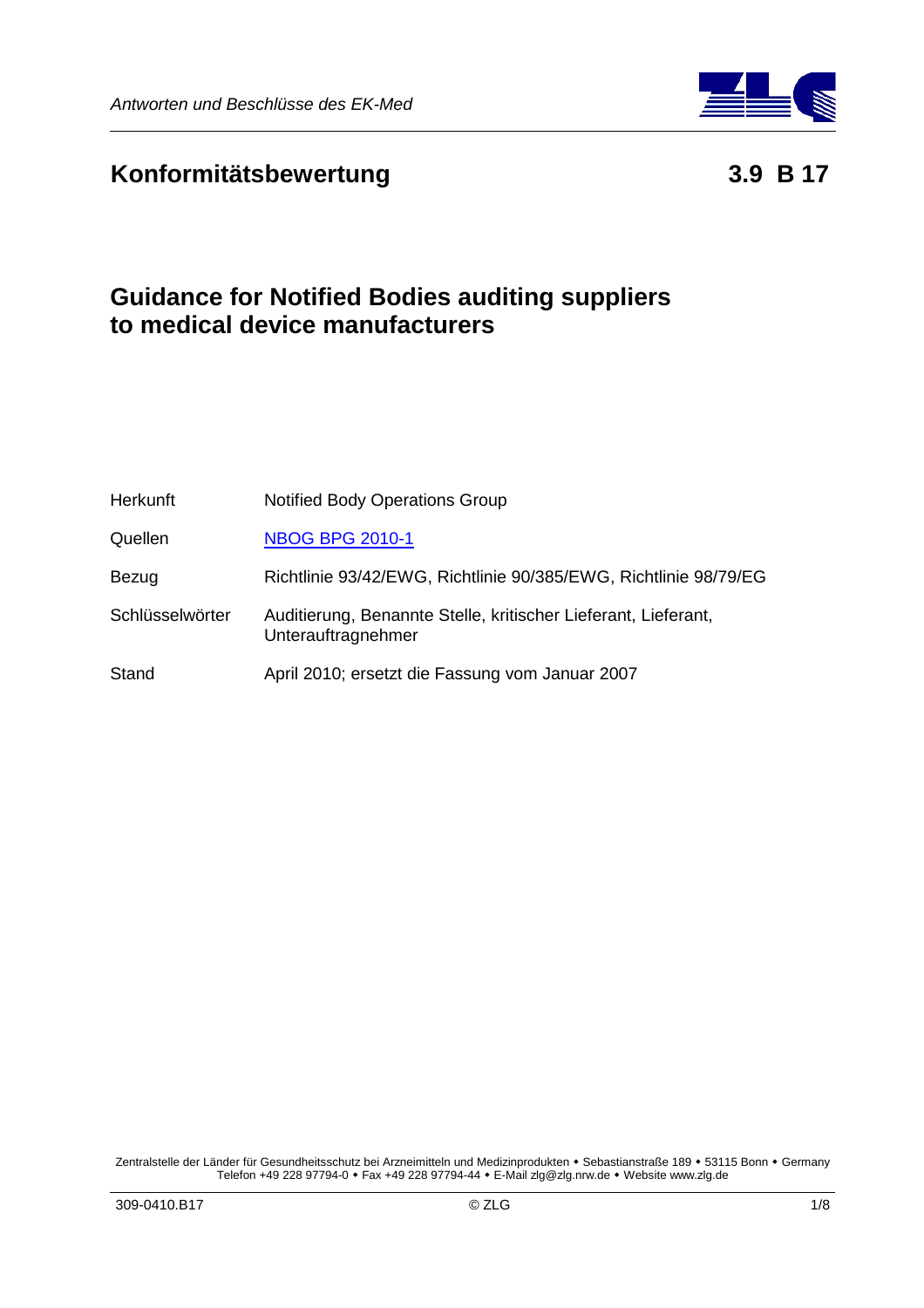# Konformitätsbewertung 3.9 B 17

## Guidance for Notified Bodies auditing suppliers to medical device manufacturers

| | |
|---|---|
| Herkunft | Notified Body Operations Group |
| Quellen | NBOG BPG 2010-1 |
| Bezug | Richtlinie 93/42/EWG, Richtlinie 90/385/EWG, Richtlinie 98/79/EG |
| Schlüsselwörter | Auditierung, Benannte Stelle, kritischer Lieferant, Lieferant, Unterauftragnehmer |
| Stand | April 2010; ersetzt die Fassung vom Januar 2007 |

Zentralstelle der Länder für Gesundheitsschutz bei Arzneimitteln und Medizinprodukten • Sebastianstraße 189 • 53115 Bonn • Germany
Telefon +49 228 97794-0 • Fax +49 228 97794-44 • E-Mail zlg@zlg.nrw.de • Website www.zlg.de

309-0410.B17 © ZLG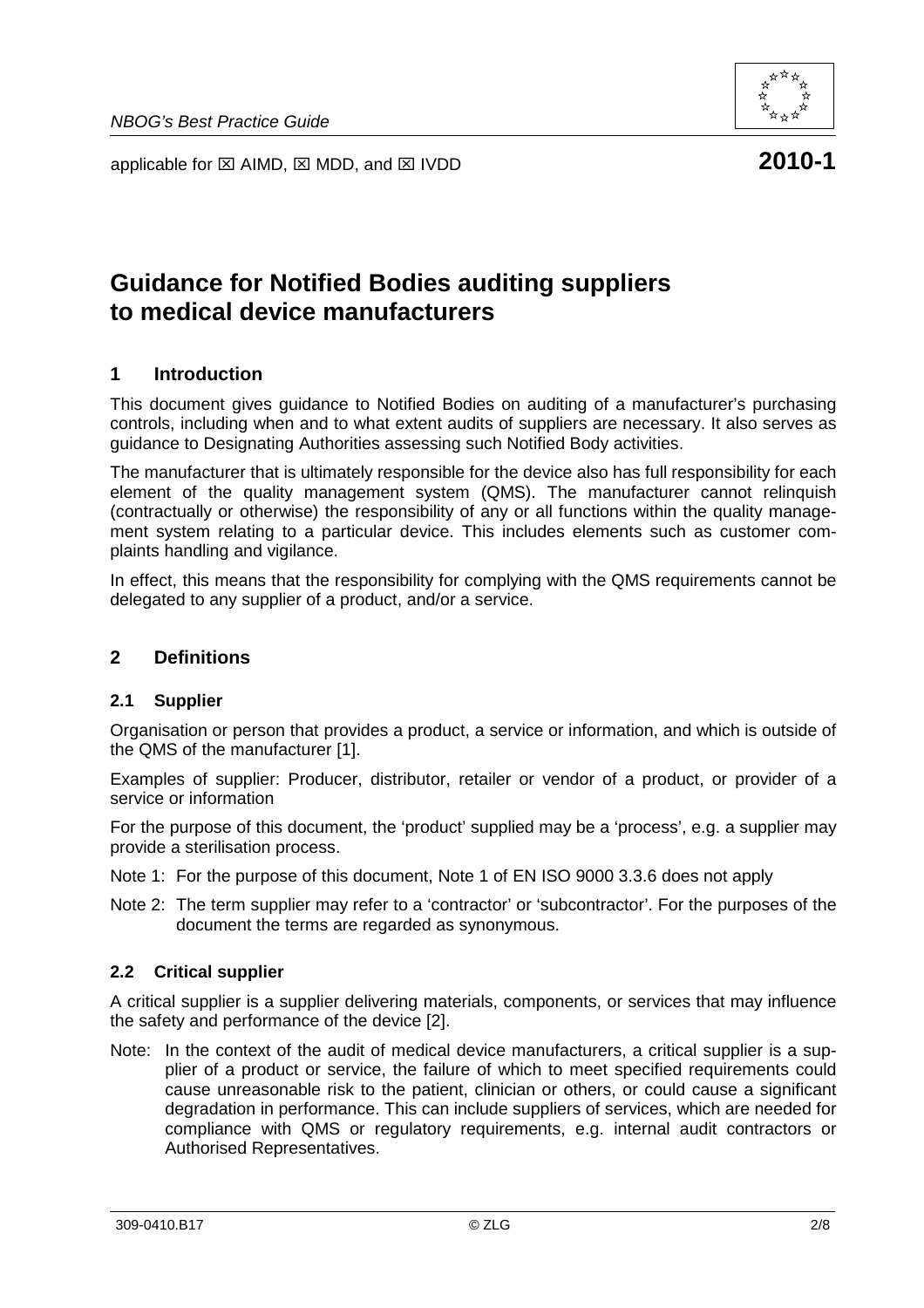applicable for ☒ AIMD, ☒ MDD, and ☒ IVDD **2010-1**

# Guidance for Notified Bodies auditing suppliers to medical device manufacturers

## 1 Introduction

This document gives guidance to Notified Bodies on auditing of a manufacturer's purchasing controls, including when and to what extent audits of suppliers are necessary. It also serves as guidance to Designating Authorities assessing such Notified Body activities.

The manufacturer that is ultimately responsible for the device also has full responsibility for each element of the quality management system (QMS). The manufacturer cannot relinquish (contractually or otherwise) the responsibility of any or all functions within the quality management system relating to a particular device. This includes elements such as customer complaints handling and vigilance.

In effect, this means that the responsibility for complying with the QMS requirements cannot be delegated to any supplier of a product, and/or a service.

## 2 Definitions

### 2.1 Supplier

Organisation or person that provides a product, a service or information, and which is outside of the QMS of the manufacturer [1].

Examples of supplier: Producer, distributor, retailer or vendor of a product, or provider of a service or information

For the purpose of this document, the 'product' supplied may be a 'process', e.g. a supplier may provide a sterilisation process.

Note 1: For the purpose of this document, Note 1 of EN ISO 9000 3.3.6 does not apply

Note 2: The term supplier may refer to a 'contractor' or 'subcontractor'. For the purposes of the document the terms are regarded as synonymous.

### 2.2 Critical supplier

A critical supplier is a supplier delivering materials, components, or services that may influence the safety and performance of the device [2].

Note: In the context of the audit of medical device manufacturers, a critical supplier is a supplier of a product or service, the failure of which to meet specified requirements could cause unreasonable risk to the patient, clinician or others, or could cause a significant degradation in performance. This can include suppliers of services, which are needed for compliance with QMS or regulatory requirements, e.g. internal audit contractors or Authorised Representatives.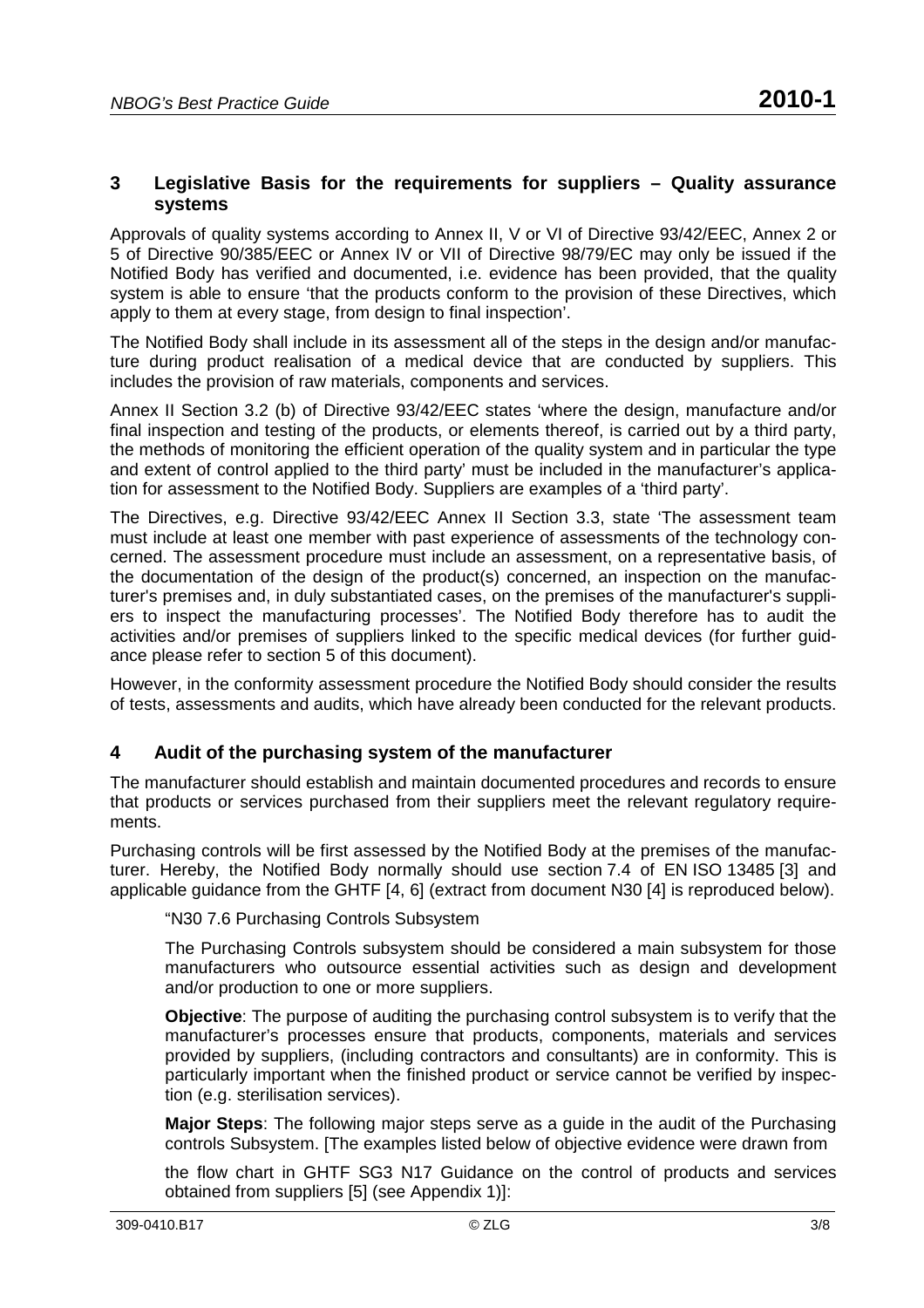## 3 Legislative Basis for the requirements for suppliers – Quality assurance systems

Approvals of quality systems according to Annex II, V or VI of Directive 93/42/EEC, Annex 2 or 5 of Directive 90/385/EEC or Annex IV or VII of Directive 98/79/EC may only be issued if the Notified Body has verified and documented, i.e. evidence has been provided, that the quality system is able to ensure 'that the products conform to the provision of these Directives, which apply to them at every stage, from design to final inspection'.

The Notified Body shall include in its assessment all of the steps in the design and/or manufacture during product realisation of a medical device that are conducted by suppliers. This includes the provision of raw materials, components and services.

Annex II Section 3.2 (b) of Directive 93/42/EEC states 'where the design, manufacture and/or final inspection and testing of the products, or elements thereof, is carried out by a third party, the methods of monitoring the efficient operation of the quality system and in particular the type and extent of control applied to the third party' must be included in the manufacturer's application for assessment to the Notified Body. Suppliers are examples of a 'third party'.

The Directives, e.g. Directive 93/42/EEC Annex II Section 3.3, state 'The assessment team must include at least one member with past experience of assessments of the technology concerned. The assessment procedure must include an assessment, on a representative basis, of the documentation of the design of the product(s) concerned, an inspection on the manufacturer's premises and, in duly substantiated cases, on the premises of the manufacturer's suppliers to inspect the manufacturing processes'. The Notified Body therefore has to audit the activities and/or premises of suppliers linked to the specific medical devices (for further guidance please refer to section 5 of this document).

However, in the conformity assessment procedure the Notified Body should consider the results of tests, assessments and audits, which have already been conducted for the relevant products.

## 4 Audit of the purchasing system of the manufacturer

The manufacturer should establish and maintain documented procedures and records to ensure that products or services purchased from their suppliers meet the relevant regulatory requirements.

Purchasing controls will be first assessed by the Notified Body at the premises of the manufacturer. Hereby, the Notified Body normally should use section 7.4 of EN ISO 13485 [3] and applicable guidance from the GHTF [4, 6] (extract from document N30 [4] is reproduced below).

> "N30 7.6 Purchasing Controls Subsystem
>
> The Purchasing Controls subsystem should be considered a main subsystem for those manufacturers who outsource essential activities such as design and development and/or production to one or more suppliers.
>
> **Objective**: The purpose of auditing the purchasing control subsystem is to verify that the manufacturer's processes ensure that products, components, materials and services provided by suppliers, (including contractors and consultants) are in conformity. This is particularly important when the finished product or service cannot be verified by inspection (e.g. sterilisation services).
>
> **Major Steps**: The following major steps serve as a guide in the audit of the Purchasing controls Subsystem. [The examples listed below of objective evidence were drawn from
>
> the flow chart in GHTF SG3 N17 Guidance on the control of products and services obtained from suppliers [5] (see Appendix 1)]: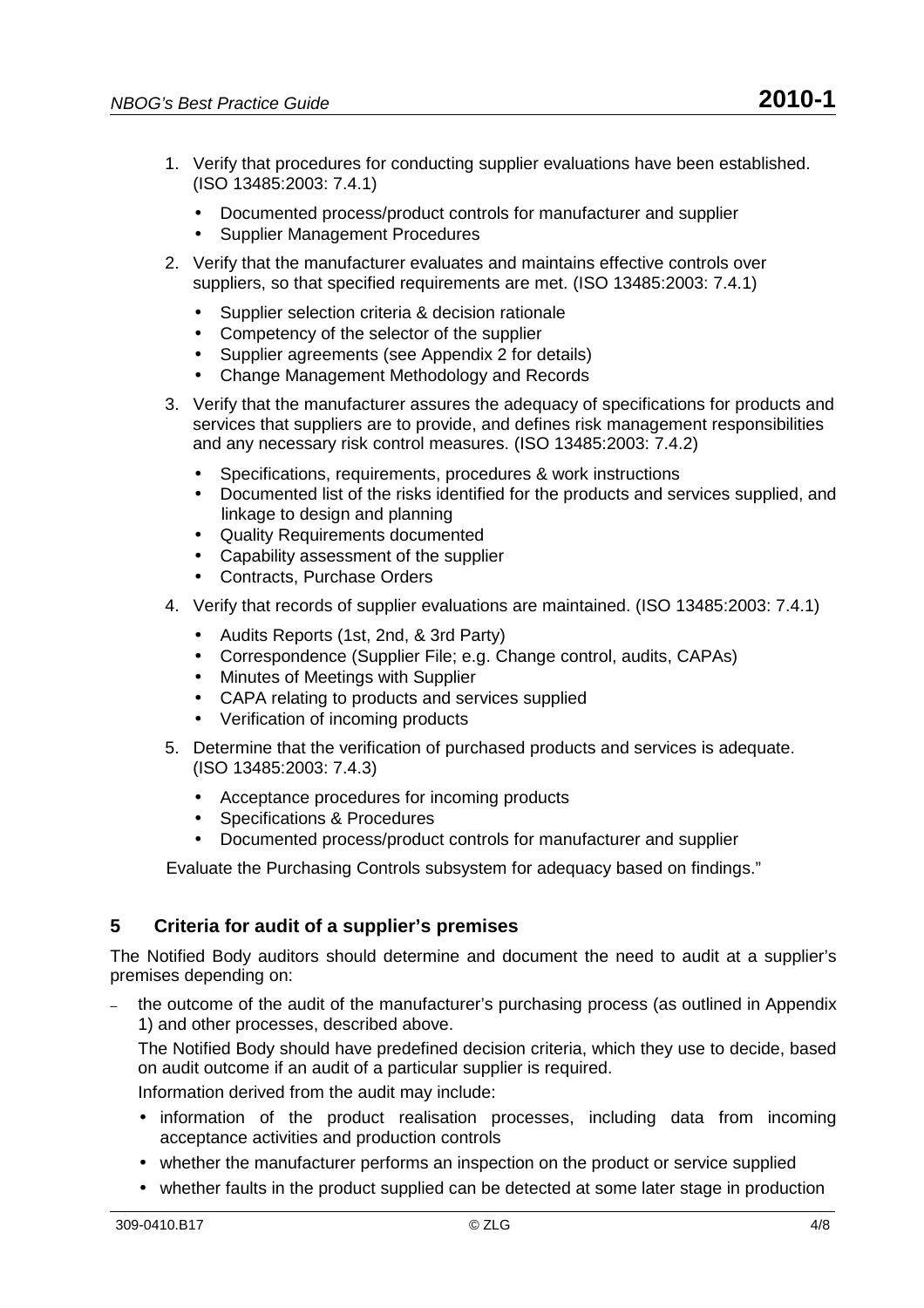1. Verify that procedures for conducting supplier evaluations have been established. (ISO 13485:2003: 7.4.1)
   - Documented process/product controls for manufacturer and supplier
   - Supplier Management Procedures
2. Verify that the manufacturer evaluates and maintains effective controls over suppliers, so that specified requirements are met. (ISO 13485:2003: 7.4.1)
   - Supplier selection criteria & decision rationale
   - Competency of the selector of the supplier
   - Supplier agreements (see Appendix 2 for details)
   - Change Management Methodology and Records
3. Verify that the manufacturer assures the adequacy of specifications for products and services that suppliers are to provide, and defines risk management responsibilities and any necessary risk control measures. (ISO 13485:2003: 7.4.2)
   - Specifications, requirements, procedures & work instructions
   - Documented list of the risks identified for the products and services supplied, and linkage to design and planning
   - Quality Requirements documented
   - Capability assessment of the supplier
   - Contracts, Purchase Orders
4. Verify that records of supplier evaluations are maintained. (ISO 13485:2003: 7.4.1)
   - Audits Reports (1st, 2nd, & 3rd Party)
   - Correspondence (Supplier File; e.g. Change control, audits, CAPAs)
   - Minutes of Meetings with Supplier
   - CAPA relating to products and services supplied
   - Verification of incoming products
5. Determine that the verification of purchased products and services is adequate. (ISO 13485:2003: 7.4.3)
   - Acceptance procedures for incoming products
   - Specifications & Procedures
   - Documented process/product controls for manufacturer and supplier

Evaluate the Purchasing Controls subsystem for adequacy based on findings."

## 5 Criteria for audit of a supplier's premises

The Notified Body auditors should determine and document the need to audit at a supplier's premises depending on:

– the outcome of the audit of the manufacturer's purchasing process (as outlined in Appendix 1) and other processes, described above.

  The Notified Body should have predefined decision criteria, which they use to decide, based on audit outcome if an audit of a particular supplier is required.

  Information derived from the audit may include:

  - information of the product realisation processes, including data from incoming acceptance activities and production controls
  - whether the manufacturer performs an inspection on the product or service supplied
  - whether faults in the product supplied can be detected at some later stage in production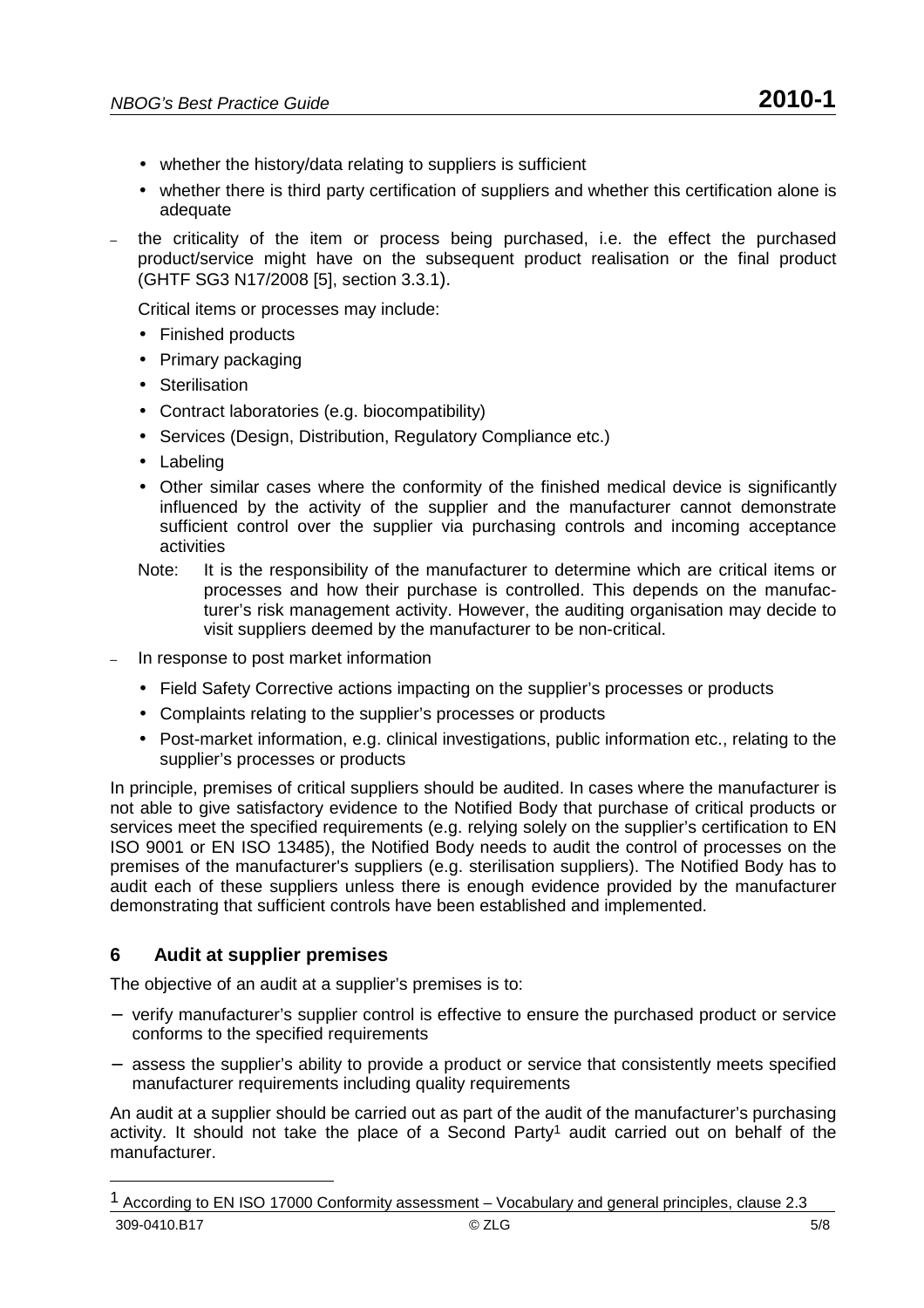- whether the history/data relating to suppliers is sufficient
  - whether there is third party certification of suppliers and whether this certification alone is adequate

- the criticality of the item or process being purchased, i.e. the effect the purchased product/service might have on the subsequent product realisation or the final product (GHTF SG3 N17/2008 [5], section 3.3.1).

  Critical items or processes may include:

  - Finished products
  - Primary packaging
  - Sterilisation
  - Contract laboratories (e.g. biocompatibility)
  - Services (Design, Distribution, Regulatory Compliance etc.)
  - Labeling
  - Other similar cases where the conformity of the finished medical device is significantly influenced by the activity of the supplier and the manufacturer cannot demonstrate sufficient control over the supplier via purchasing controls and incoming acceptance activities

  Note: It is the responsibility of the manufacturer to determine which are critical items or processes and how their purchase is controlled. This depends on the manufacturer's risk management activity. However, the auditing organisation may decide to visit suppliers deemed by the manufacturer to be non-critical.

- In response to post market information

  - Field Safety Corrective actions impacting on the supplier's processes or products
  - Complaints relating to the supplier's processes or products
  - Post-market information, e.g. clinical investigations, public information etc., relating to the supplier's processes or products

In principle, premises of critical suppliers should be audited. In cases where the manufacturer is not able to give satisfactory evidence to the Notified Body that purchase of critical products or services meet the specified requirements (e.g. relying solely on the supplier's certification to EN ISO 9001 or EN ISO 13485), the Notified Body needs to audit the control of processes on the premises of the manufacturer's suppliers (e.g. sterilisation suppliers). The Notified Body has to audit each of these suppliers unless there is enough evidence provided by the manufacturer demonstrating that sufficient controls have been established and implemented.

## 6 Audit at supplier premises

The objective of an audit at a supplier's premises is to:

- verify manufacturer's supplier control is effective to ensure the purchased product or service conforms to the specified requirements
- assess the supplier's ability to provide a product or service that consistently meets specified manufacturer requirements including quality requirements

An audit at a supplier should be carried out as part of the audit of the manufacturer's purchasing activity. It should not take the place of a Second Party[1] audit carried out on behalf of the manufacturer.

---

[1] According to EN ISO 17000 Conformity assessment – Vocabulary and general principles, clause 2.3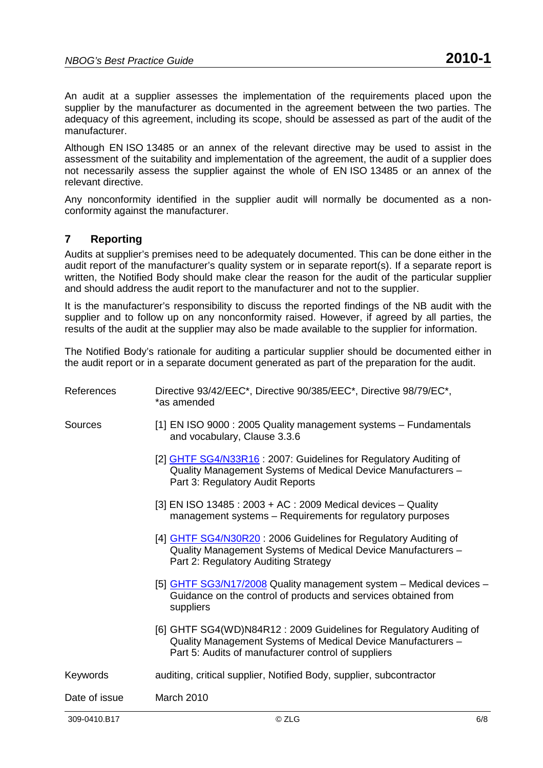An audit at a supplier assesses the implementation of the requirements placed upon the supplier by the manufacturer as documented in the agreement between the two parties. The adequacy of this agreement, including its scope, should be assessed as part of the audit of the manufacturer.

Although EN ISO 13485 or an annex of the relevant directive may be used to assist in the assessment of the suitability and implementation of the agreement, the audit of a supplier does not necessarily assess the supplier against the whole of EN ISO 13485 or an annex of the relevant directive.

Any nonconformity identified in the supplier audit will normally be documented as a non-conformity against the manufacturer.

## 7 Reporting

Audits at supplier's premises need to be adequately documented. This can be done either in the audit report of the manufacturer's quality system or in separate report(s). If a separate report is written, the Notified Body should make clear the reason for the audit of the particular supplier and should address the audit report to the manufacturer and not to the supplier.

It is the manufacturer's responsibility to discuss the reported findings of the NB audit with the supplier and to follow up on any nonconformity raised. However, if agreed by all parties, the results of the audit at the supplier may also be made available to the supplier for information.

The Notified Body's rationale for auditing a particular supplier should be documented either in the audit report or in a separate document generated as part of the preparation for the audit.

| | |
|---|---|
| References | Directive 93/42/EEC*, Directive 90/385/EEC*, Directive 98/79/EC*, *as amended |
| Sources | [1] EN ISO 9000 : 2005 Quality management systems – Fundamentals and vocabulary, Clause 3.3.6 |
| | [2] GHTF SG4/N33R16 : 2007: Guidelines for Regulatory Auditing of Quality Management Systems of Medical Device Manufacturers – Part 3: Regulatory Audit Reports |
| | [3] EN ISO 13485 : 2003 + AC : 2009 Medical devices – Quality management systems – Requirements for regulatory purposes |
| | [4] GHTF SG4/N30R20 : 2006 Guidelines for Regulatory Auditing of Quality Management Systems of Medical Device Manufacturers – Part 2: Regulatory Auditing Strategy |
| | [5] GHTF SG3/N17/2008 Quality management system – Medical devices – Guidance on the control of products and services obtained from suppliers |
| | [6] GHTF SG4(WD)N84R12 : 2009 Guidelines for Regulatory Auditing of Quality Management Systems of Medical Device Manufacturers – Part 5: Audits of manufacturer control of suppliers |
| Keywords | auditing, critical supplier, Notified Body, supplier, subcontractor |
| Date of issue | March 2010 |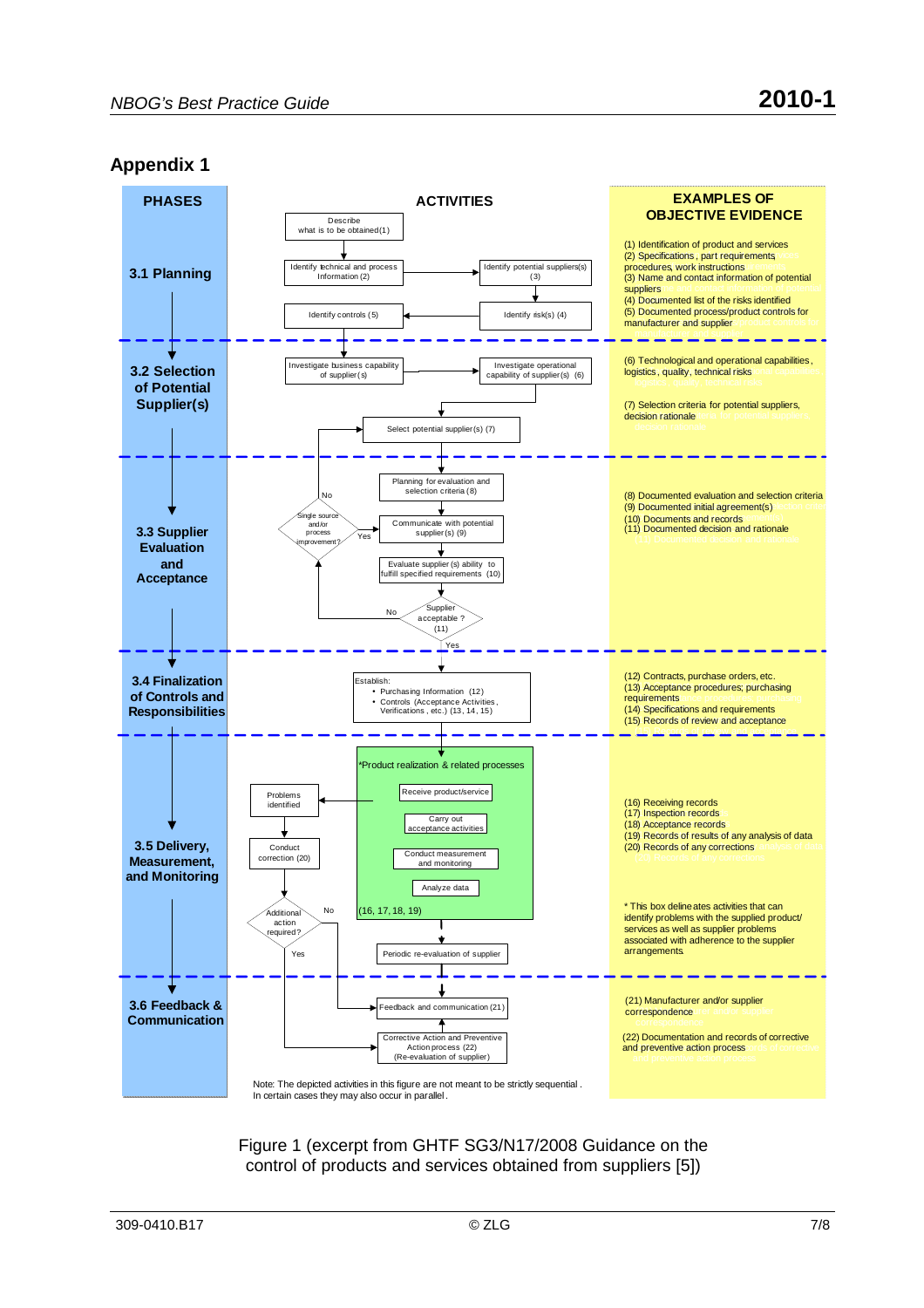## Appendix 1

| PHASES | ACTIVITIES | EXAMPLES OF OBJECTIVE EVIDENCE |
|---|---|---|
| 3.1 Planning | Describe what is to be obtained (1); Identify technical and process Information (2); Identify potential suppliers(s) (3); Identify risk(s) (4); Identify controls (5) | (1) Identification of product and services<br>(2) Specifications, part requirements, procedures, work instructions<br>(3) Name and contact information of potential suppliers<br>(4) Documented list of the risks identified<br>(5) Documented process/product controls for manufacturer and supplier |
| 3.2 Selection of Potential Supplier(s) | Investigate business capability of supplier(s); Investigate operational capability of supplier(s) (6); Select potential supplier(s) (7) | (6) Technological and operational capabilities, logistics, quality, technical risks<br>(7) Selection criteria for potential suppliers, decision rationale |
| 3.3 Supplier Evaluation and Acceptance | Planning for evaluation and selection criteria (8); Communicate with potential supplier(s) (9); Evaluate supplier(s) ability to fulfill specified requirements (10); Supplier acceptable? (11) — No: Single source and/or process improvement? (Yes → Communicate with potential supplier(s); No → Select potential supplier(s)); Yes → 3.4 | (8) Documented evaluation and selection criteria<br>(9) Documented initial agreement(s)<br>(10) Documents and records<br>(11) Documented decision and rationale |
| 3.4 Finalization of Controls and Responsibilities | Establish:<br>• Purchasing Information (12)<br>• Controls (Acceptance Activities, Verifications, etc.) (13, 14, 15) | (12) Contracts, purchase orders, etc.<br>(13) Acceptance procedures; purchasing requirements<br>(14) Specifications and requirements<br>(15) Records of review and acceptance |
| 3.5 Delivery, Measurement, and Monitoring | *Product realization & related processes: Receive product/service; Carry out acceptance activities; Conduct measurement and monitoring; Analyze data (16, 17, 18, 19); Problems identified → Conduct correction (20) → Additional action required? (No → Periodic re-evaluation of supplier; Yes → 3.6); Periodic re-evaluation of supplier | (16) Receiving records<br>(17) Inspection records<br>(18) Acceptance records<br>(19) Records of results of any analysis of data<br>(20) Records of any corrections<br><br>* This box delineates activities that can identify problems with the supplied product/ services as well as supplier problems associated with adherence to the supplier arrangements. |
| 3.6 Feedback & Communication | Feedback and communication (21); Corrective Action and Preventive Action process (22) (Re-evaluation of supplier) | (21) Manufacturer and/or supplier correspondence<br>(22) Documentation and records of corrective and preventive action process |

Note: The depicted activities in this figure are not meant to be strictly sequential. In certain cases they may also occur in parallel.

Figure 1 (excerpt from GHTF SG3/N17/2008 Guidance on the control of products and services obtained from suppliers [5])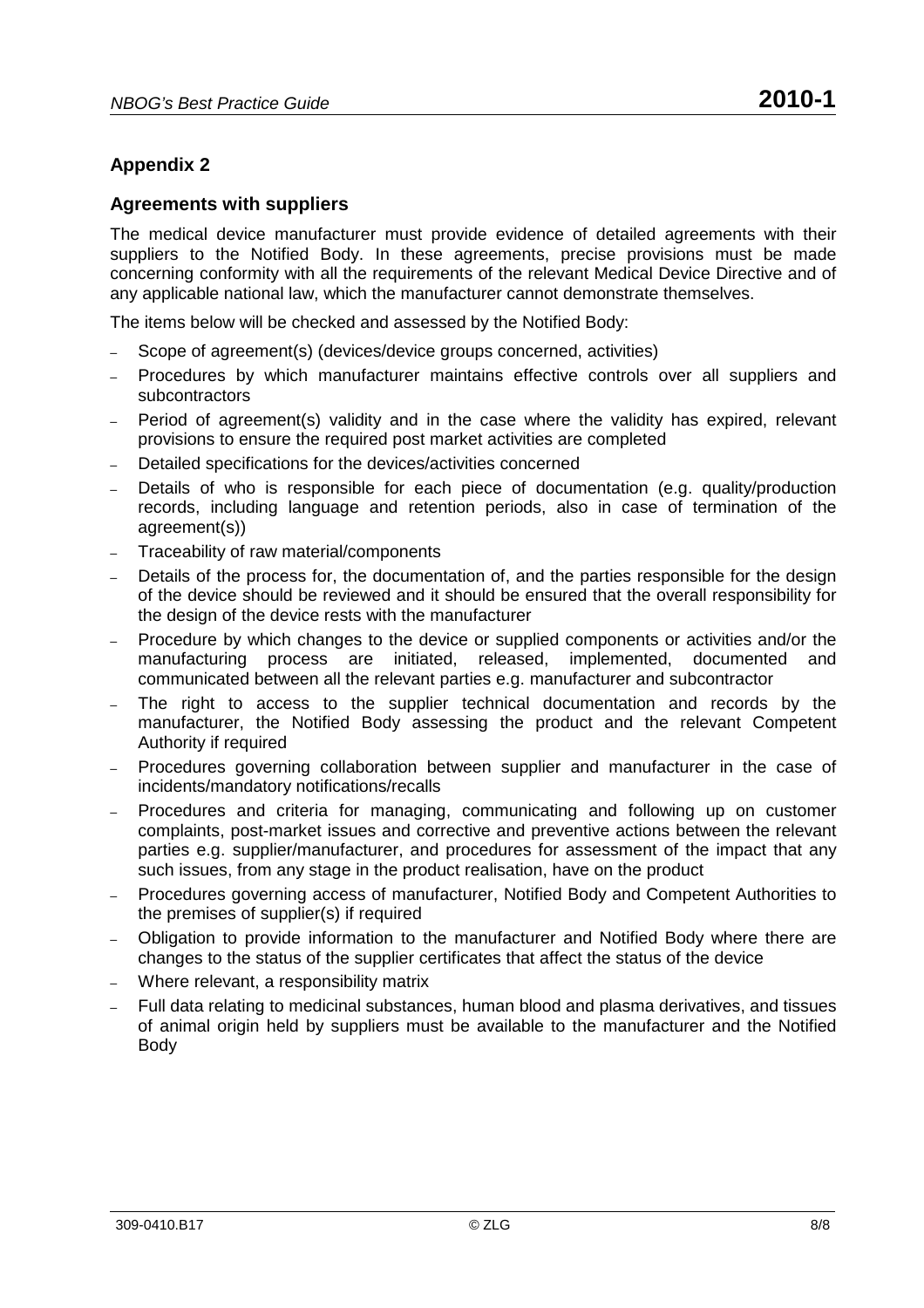## Appendix 2

### Agreements with suppliers

The medical device manufacturer must provide evidence of detailed agreements with their suppliers to the Notified Body. In these agreements, precise provisions must be made concerning conformity with all the requirements of the relevant Medical Device Directive and of any applicable national law, which the manufacturer cannot demonstrate themselves.

The items below will be checked and assessed by the Notified Body:

- Scope of agreement(s) (devices/device groups concerned, activities)
- Procedures by which manufacturer maintains effective controls over all suppliers and subcontractors
- Period of agreement(s) validity and in the case where the validity has expired, relevant provisions to ensure the required post market activities are completed
- Detailed specifications for the devices/activities concerned
- Details of who is responsible for each piece of documentation (e.g. quality/production records, including language and retention periods, also in case of termination of the agreement(s))
- Traceability of raw material/components
- Details of the process for, the documentation of, and the parties responsible for the design of the device should be reviewed and it should be ensured that the overall responsibility for the design of the device rests with the manufacturer
- Procedure by which changes to the device or supplied components or activities and/or the manufacturing process are initiated, released, implemented, documented and communicated between all the relevant parties e.g. manufacturer and subcontractor
- The right to access to the supplier technical documentation and records by the manufacturer, the Notified Body assessing the product and the relevant Competent Authority if required
- Procedures governing collaboration between supplier and manufacturer in the case of incidents/mandatory notifications/recalls
- Procedures and criteria for managing, communicating and following up on customer complaints, post-market issues and corrective and preventive actions between the relevant parties e.g. supplier/manufacturer, and procedures for assessment of the impact that any such issues, from any stage in the product realisation, have on the product
- Procedures governing access of manufacturer, Notified Body and Competent Authorities to the premises of supplier(s) if required
- Obligation to provide information to the manufacturer and Notified Body where there are changes to the status of the supplier certificates that affect the status of the device
- Where relevant, a responsibility matrix
- Full data relating to medicinal substances, human blood and plasma derivatives, and tissues of animal origin held by suppliers must be available to the manufacturer and the Notified Body